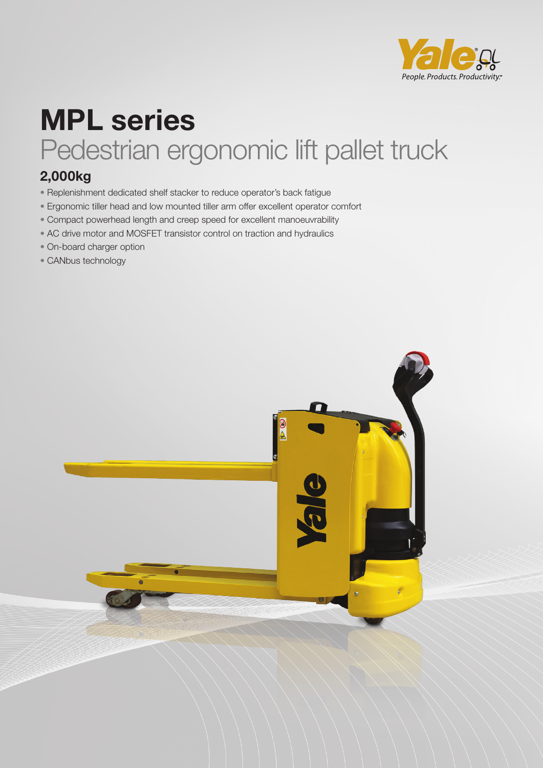# MPL series

## Pedestrian ergonomic lift pallet truck

### 2,000kg

- Replenishment dedicated shelf stacker to reduce operator's back fatigue
- Ergonomic tiller head and low mounted tiller arm offer excellent operator comfort
- Compact powerhead length and creep speed for excellent manoeuvrability
- AC drive motor and MOSFET transistor control on traction and hydraulics
- On-board charger option
- CANbus technology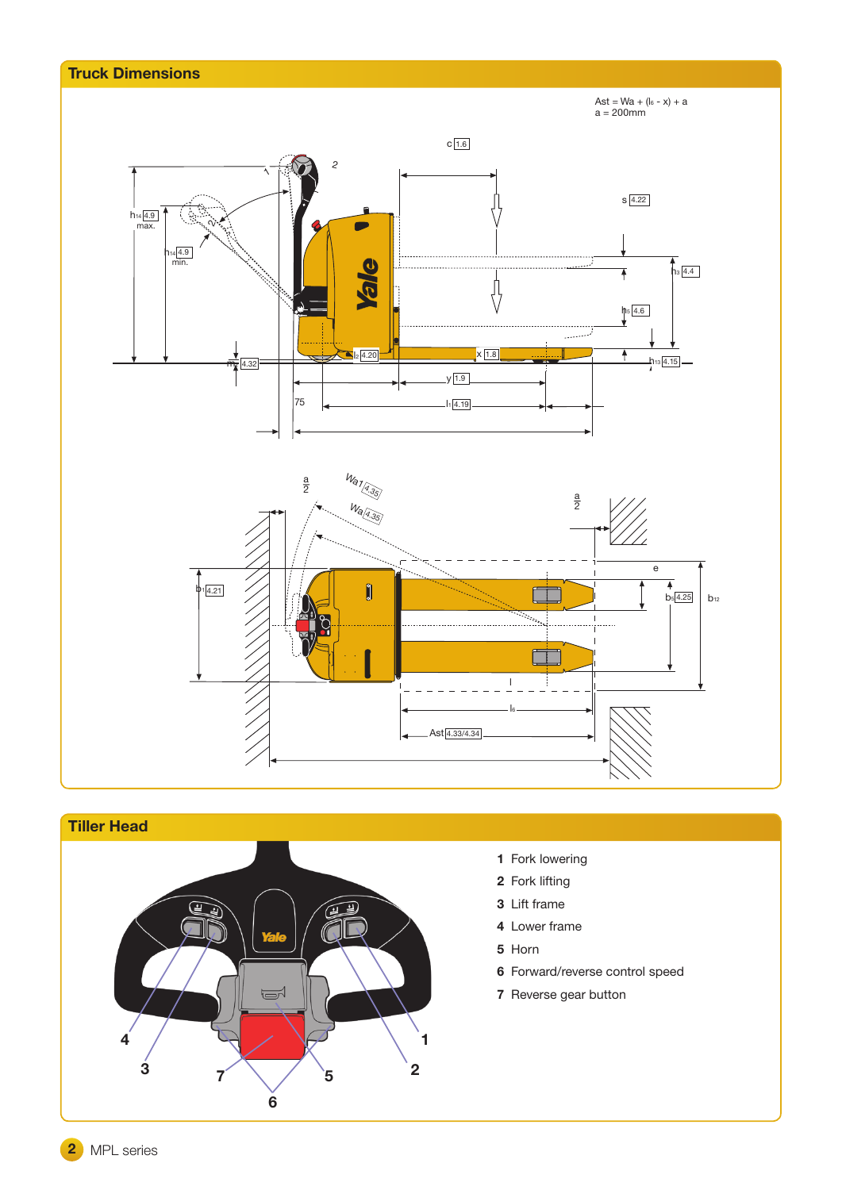## Truck Dimensions

Ast = Wa + ($l_6$ - x) + a
a = 200mm

## Tiller Head

1 Fork lowering
2 Fork lifting
3 Lift frame
4 Lower frame
5 Horn
6 Forward/reverse control speed
7 Reverse gear button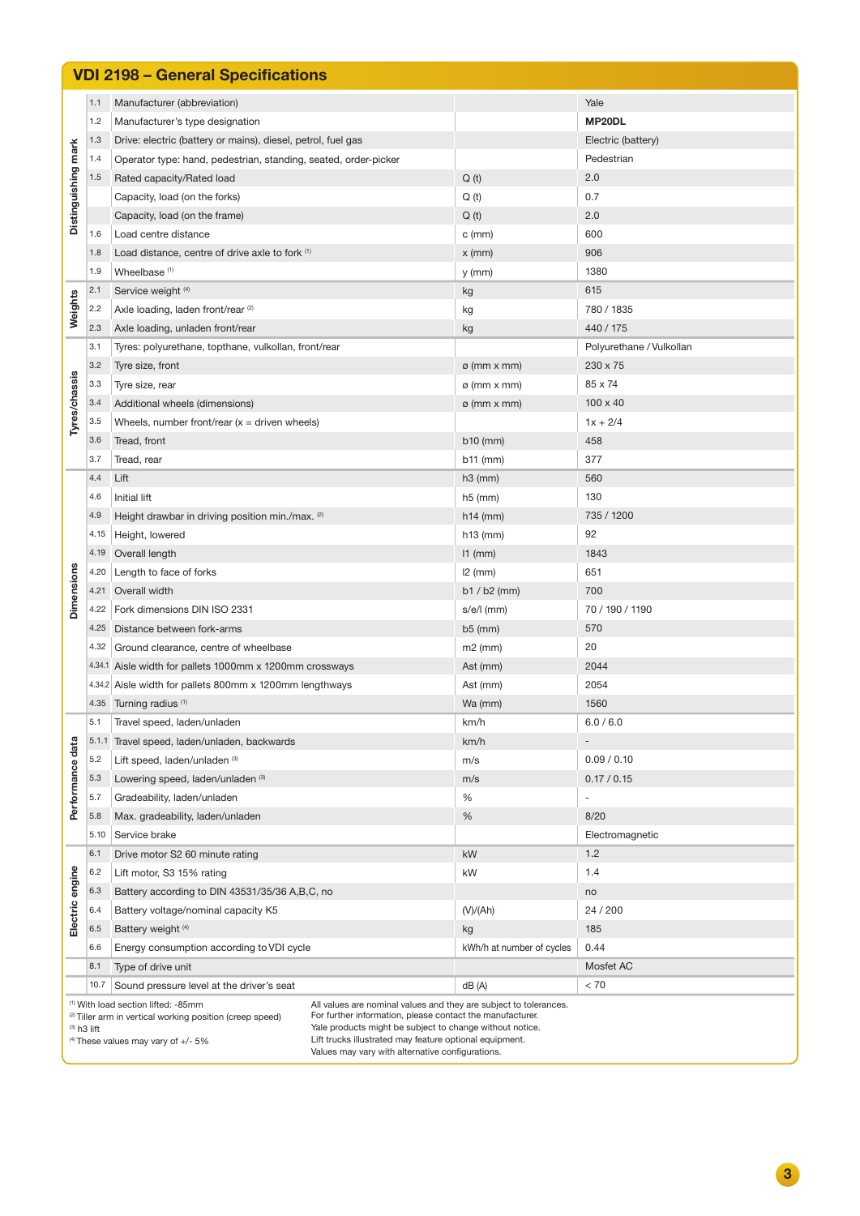## VDI 2198 – General Specifications

| Section | No. | Description | Unit | MP20DL |
|---|---|---|---|---|
| Distinguishing mark | 1.1 | Manufacturer (abbreviation) | | Yale |
| | 1.2 | Manufacturer's type designation | | **MP20DL** |
| | 1.3 | Drive: electric (battery or mains), diesel, petrol, fuel gas | | Electric (battery) |
| | 1.4 | Operator type: hand, pedestrian, standing, seated, order-picker | | Pedestrian |
| | 1.5 | Rated capacity/Rated load | Q (t) | 2.0 |
| | | Capacity, load (on the forks) | Q (t) | 0.7 |
| | | Capacity, load (on the frame) | Q (t) | 2.0 |
| | 1.6 | Load centre distance | c (mm) | 600 |
| | 1.8 | Load distance, centre of drive axle to fork [1] | x (mm) | 906 |
| | 1.9 | Wheelbase [1] | y (mm) | 1380 |
| Weights | 2.1 | Service weight [4] | kg | 615 |
| | 2.2 | Axle loading, laden front/rear [2] | kg | 780 / 1835 |
| | 2.3 | Axle loading, unladen front/rear | kg | 440 / 175 |
| Tyres/chassis | 3.1 | Tyres: polyurethane, topthane, vulkollan, front/rear | | Polyurethane / Vulkollan |
| | 3.2 | Tyre size, front | ø (mm x mm) | 230 x 75 |
| | 3.3 | Tyre size, rear | ø (mm x mm) | 85 x 74 |
| | 3.4 | Additional wheels (dimensions) | ø (mm x mm) | 100 x 40 |
| | 3.5 | Wheels, number front/rear (x = driven wheels) | | 1x + 2/4 |
| | 3.6 | Tread, front | b10 (mm) | 458 |
| | 3.7 | Tread, rear | b11 (mm) | 377 |
| Dimensions | 4.4 | Lift | h3 (mm) | 560 |
| | 4.6 | Initial lift | h5 (mm) | 130 |
| | 4.9 | Height drawbar in driving position min./max. [2] | h14 (mm) | 735 / 1200 |
| | 4.15 | Height, lowered | h13 (mm) | 92 |
| | 4.19 | Overall length | l1 (mm) | 1843 |
| | 4.20 | Length to face of forks | l2 (mm) | 651 |
| | 4.21 | Overall width | b1 / b2 (mm) | 700 |
| | 4.22 | Fork dimensions DIN ISO 2331 | s/e/l (mm) | 70 / 190 / 1190 |
| | 4.25 | Distance between fork-arms | b5 (mm) | 570 |
| | 4.32 | Ground clearance, centre of wheelbase | m2 (mm) | 20 |
| | 4.34.1 | Aisle width for pallets 1000mm x 1200mm crossways | Ast (mm) | 2044 |
| | 4.34.2 | Aisle width for pallets 800mm x 1200mm lengthways | Ast (mm) | 2054 |
| | 4.35 | Turning radius [1] | Wa (mm) | 1560 |
| Performance data | 5.1 | Travel speed, laden/unladen | km/h | 6.0 / 6.0 |
| | 5.1.1 | Travel speed, laden/unladen, backwards | km/h | - |
| | 5.2 | Lift speed, laden/unladen [3] | m/s | 0.09 / 0.10 |
| | 5.3 | Lowering speed, laden/unladen [3] | m/s | 0.17 / 0.15 |
| | 5.7 | Gradeability, laden/unladen | % | - |
| | 5.8 | Max. gradeability, laden/unladen | % | 8/20 |
| | 5.10 | Service brake | | Electromagnetic |
| Electric engine | 6.1 | Drive motor S2 60 minute rating | kW | 1.2 |
| | 6.2 | Lift motor, S3 15% rating | kW | 1.4 |
| | 6.3 | Battery according to DIN 43531/35/36 A,B,C, no | | no |
| | 6.4 | Battery voltage/nominal capacity K5 | (V)/(Ah) | 24 / 200 |
| | 6.5 | Battery weight [4] | kg | 185 |
| | 6.6 | Energy consumption according to VDI cycle | kWh/h at number of cycles | 0.44 |
| | 8.1 | Type of drive unit | | Mosfet AC |
| | 10.7 | Sound pressure level at the driver's seat | dB (A) | < 70 |

[1] With load section lifted: -85mm
[2] Tiller arm in vertical working position (creep speed)
[3] h3 lift
[4] These values may vary of +/- 5%

All values are nominal values and they are subject to tolerances.
For further information, please contact the manufacturer.
Yale products might be subject to change without notice.
Lift trucks illustrated may feature optional equipment.
Values may vary with alternative configurations.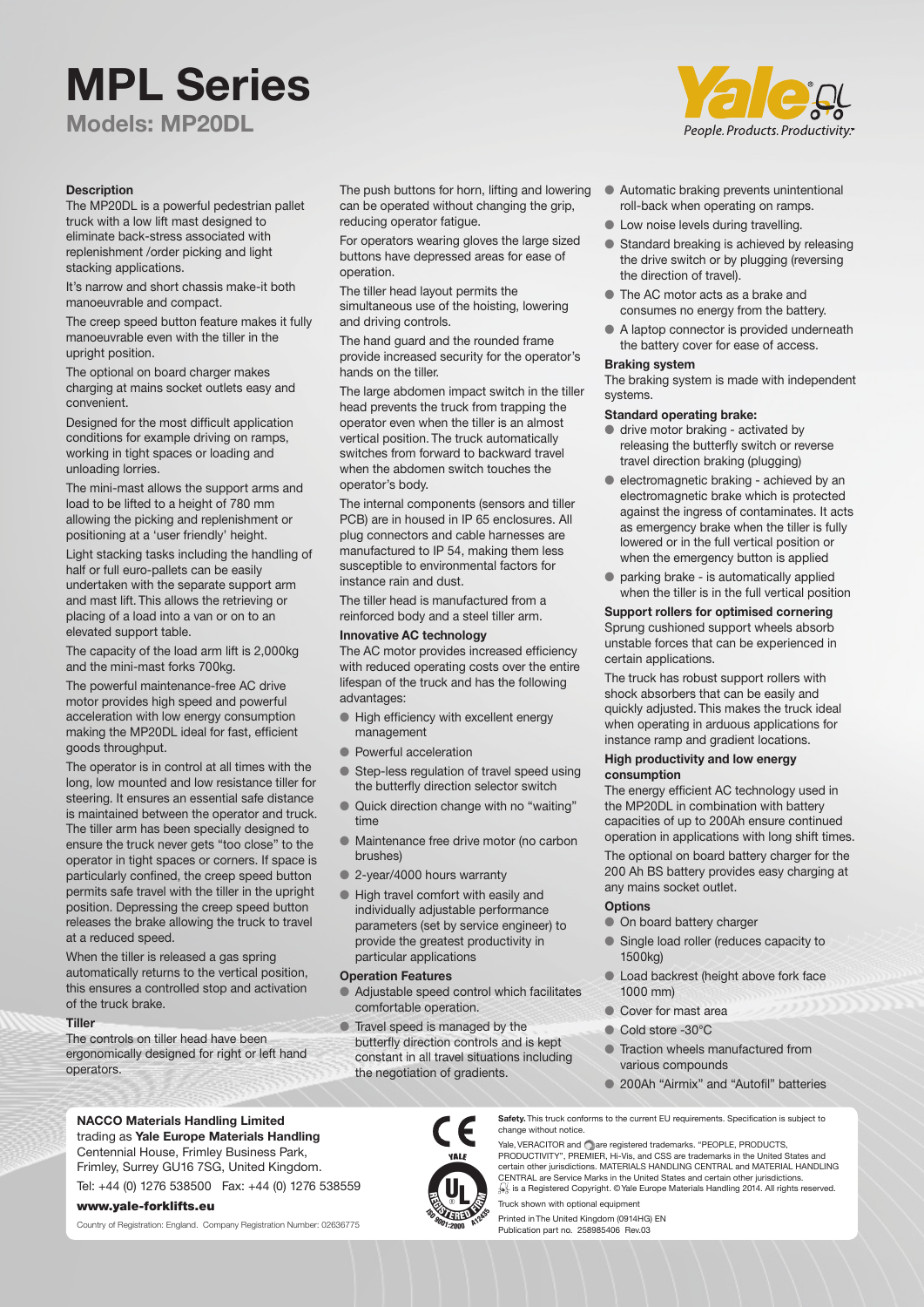# MPL Series

## Models: MP20DL

People. Products. Productivity.

### Description

The MP20DL is a powerful pedestrian pallet truck with a low lift mast designed to eliminate back-stress associated with replenishment /order picking and light stacking applications.

It's narrow and short chassis make-it both manoeuvrable and compact.

The creep speed button feature makes it fully manoeuvrable even with the tiller in the upright position.

The optional on board charger makes charging at mains socket outlets easy and convenient.

Designed for the most difficult application conditions for example driving on ramps, working in tight spaces or loading and unloading lorries.

The mini-mast allows the support arms and load to be lifted to a height of 780 mm allowing the picking and replenishment or positioning at a 'user friendly' height.

Light stacking tasks including the handling of half or full euro-pallets can be easily undertaken with the separate support arm and mast lift. This allows the retrieving or placing of a load into a van or on to an elevated support table.

The capacity of the load arm lift is 2,000kg and the mini-mast forks 700kg.

The powerful maintenance-free AC drive motor provides high speed and powerful acceleration with low energy consumption making the MP20DL ideal for fast, efficient goods throughput.

The operator is in control at all times with the long, low mounted and low resistance tiller for steering. It ensures an essential safe distance is maintained between the operator and truck. The tiller arm has been specially designed to ensure the truck never gets "too close" to the operator in tight spaces or corners. If space is particularly confined, the creep speed button permits safe travel with the tiller in the upright position. Depressing the creep speed button releases the brake allowing the truck to travel at a reduced speed.

When the tiller is released a gas spring automatically returns to the vertical position, this ensures a controlled stop and activation of the truck brake.

### Tiller

The controls on tiller head have been ergonomically designed for right or left hand operators.

The push buttons for horn, lifting and lowering can be operated without changing the grip, reducing operator fatigue.

For operators wearing gloves the large sized buttons have depressed areas for ease of operation.

The tiller head layout permits the simultaneous use of the hoisting, lowering and driving controls.

The hand guard and the rounded frame provide increased security for the operator's hands on the tiller.

The large abdomen impact switch in the tiller head prevents the truck from trapping the operator even when the tiller is an almost vertical position. The truck automatically switches from forward to backward travel when the abdomen switch touches the operator's body.

The internal components (sensors and tiller PCB) are in housed in IP 65 enclosures. All plug connectors and cable harnesses are manufactured to IP 54, making them less susceptible to environmental factors for instance rain and dust.

The tiller head is manufactured from a reinforced body and a steel tiller arm.

### Innovative AC technology

The AC motor provides increased efficiency with reduced operating costs over the entire lifespan of the truck and has the following advantages:

- High efficiency with excellent energy management
- Powerful acceleration
- Step-less regulation of travel speed using the butterfly direction selector switch
- Quick direction change with no "waiting" time
- Maintenance free drive motor (no carbon brushes)
- 2-year/4000 hours warranty
- High travel comfort with easily and individually adjustable performance parameters (set by service engineer) to provide the greatest productivity in particular applications

### Operation Features

- Adjustable speed control which facilitates comfortable operation.
- Travel speed is managed by the butterfly direction controls and is kept constant in all travel situations including the negotiation of gradients.
- Automatic braking prevents unintentional roll-back when operating on ramps.
- Low noise levels during travelling.
- Standard breaking is achieved by releasing the drive switch or by plugging (reversing the direction of travel).
- The AC motor acts as a brake and consumes no energy from the battery.
- A laptop connector is provided underneath the battery cover for ease of access.

### Braking system

The braking system is made with independent systems.

### Standard operating brake:

- drive motor braking - activated by releasing the butterfly switch or reverse travel direction braking (plugging)
- electromagnetic braking - achieved by an electromagnetic brake which is protected against the ingress of contaminates. It acts as emergency brake when the tiller is fully lowered or in the full vertical position or when the emergency button is applied
- parking brake - is automatically applied when the tiller is in the full vertical position

### Support rollers for optimised cornering

Sprung cushioned support wheels absorb unstable forces that can be experienced in certain applications.

The truck has robust support rollers with shock absorbers that can be easily and quickly adjusted. This makes the truck ideal when operating in arduous applications for instance ramp and gradient locations.

### High productivity and low energy consumption

The energy efficient AC technology used in the MP20DL in combination with battery capacities of up to 200Ah ensure continued operation in applications with long shift times.

The optional on board battery charger for the 200 Ah BS battery provides easy charging at any mains socket outlet.

### Options

- On board battery charger
- Single load roller (reduces capacity to 1500kg)
- Load backrest (height above fork face 1000 mm)
- Cover for mast area
- Cold store -30°C
- Traction wheels manufactured from various compounds
- 200Ah "Airmix" and "Autofil" batteries

**NACCO Materials Handling Limited**
trading as **Yale Europe Materials Handling**
Centennial House, Frimley Business Park,
Frimley, Surrey GU16 7SG, United Kingdom.
Tel: +44 (0) 1276 538500 Fax: +44 (0) 1276 538559

**www.yale-forklifts.eu**

Country of Registration: England. Company Registration Number: 02636775

**Safety.** This truck conforms to the current EU requirements. Specification is subject to change without notice.

Yale, VERACITOR and are registered trademarks. "PEOPLE, PRODUCTS, PRODUCTIVITY", PREMIER, Hi-Vis, and CSS are trademarks in the United States and certain other jurisdictions. MATERIALS HANDLING CENTRAL and MATERIAL HANDLING CENTRAL are Service Marks in the United States and certain other jurisdictions. is a Registered Copyright. © Yale Europe Materials Handling 2014. All rights reserved.

Truck shown with optional equipment

Printed in The United Kingdom (0914HG) EN
Publication part no. 258985406 Rev.03